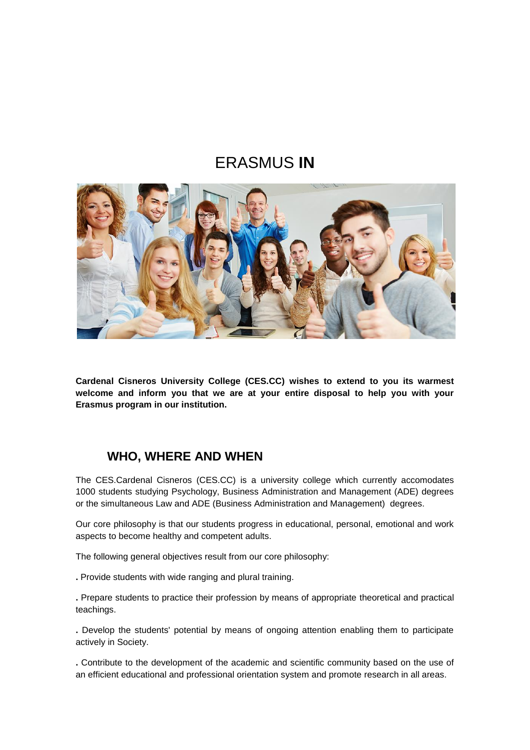# ERASMUS **IN**

**Cardenal Cisneros University College (CES.CC) wishes to extend to you its warmest welcome and inform you that we are at your entire disposal to help you with your Erasmus program in our institution.**

## WHO, WHERE AND WHEN

The CES.Cardenal Cisneros (CES.CC) is a university college which currently accomodates 1000 students studying Psychology, Business Administration and Management (ADE) degrees or the simultaneous Law and ADE (Business Administration and Management) degrees.

Our core philosophy is that our students progress in educational, personal, emotional and work aspects to become healthy and competent adults.

The following general objectives result from our core philosophy:

**.** Provide students with wide ranging and plural training.

**.** Prepare students to practice their profession by means of appropriate theoretical and practical teachings.

**.** Develop the students' potential by means of ongoing attention enabling them to participate actively in Society.

**.** Contribute to the development of the academic and scientific community based on the use of an efficient educational and professional orientation system and promote research in all areas.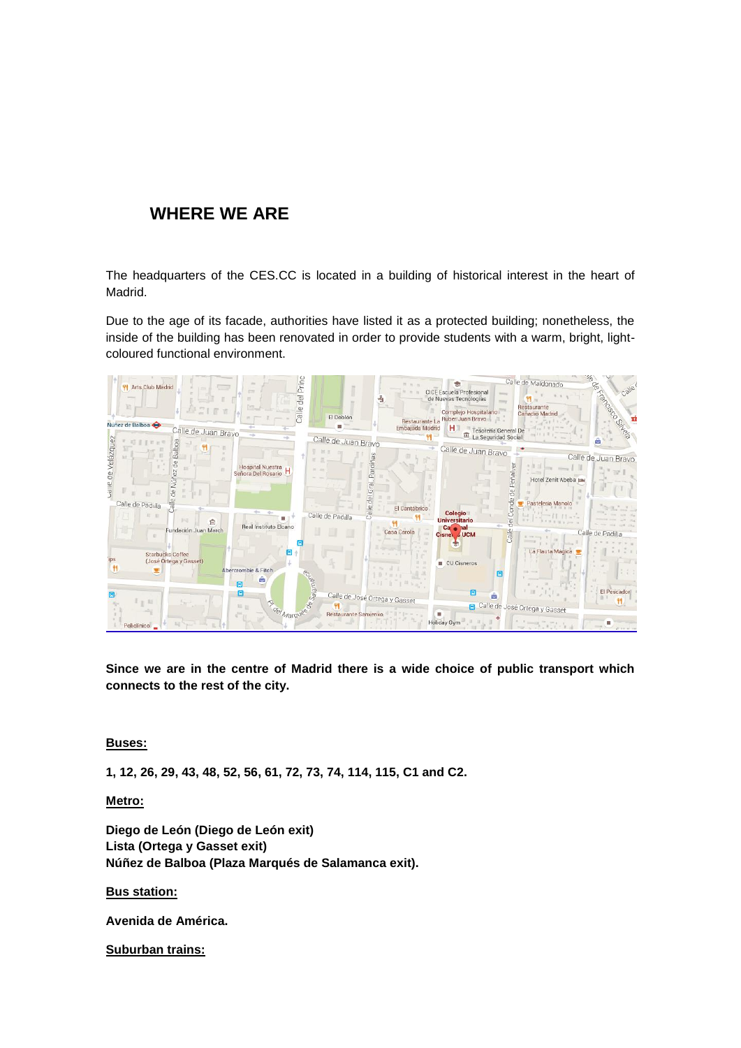## WHERE WE ARE

The headquarters of the CES.CC is located in a building of historical interest in the heart of Madrid.

Due to the age of its facade, authorities have listed it as a protected building; nonetheless, the inside of the building has been renovated in order to provide students with a warm, bright, light-coloured functional environment.

**Since we are in the centre of Madrid there is a wide choice of public transport which connects to the rest of the city.**

**Buses:**

**1, 12, 26, 29, 43, 48, 52, 56, 61, 72, 73, 74, 114, 115, C1 and C2.**

**Metro:**

**Diego de León (Diego de León exit)**
**Lista (Ortega y Gasset exit)**
**Núñez de Balboa (Plaza Marqués de Salamanca exit).**

**Bus station:**

**Avenida de América.**

**Suburban trains:**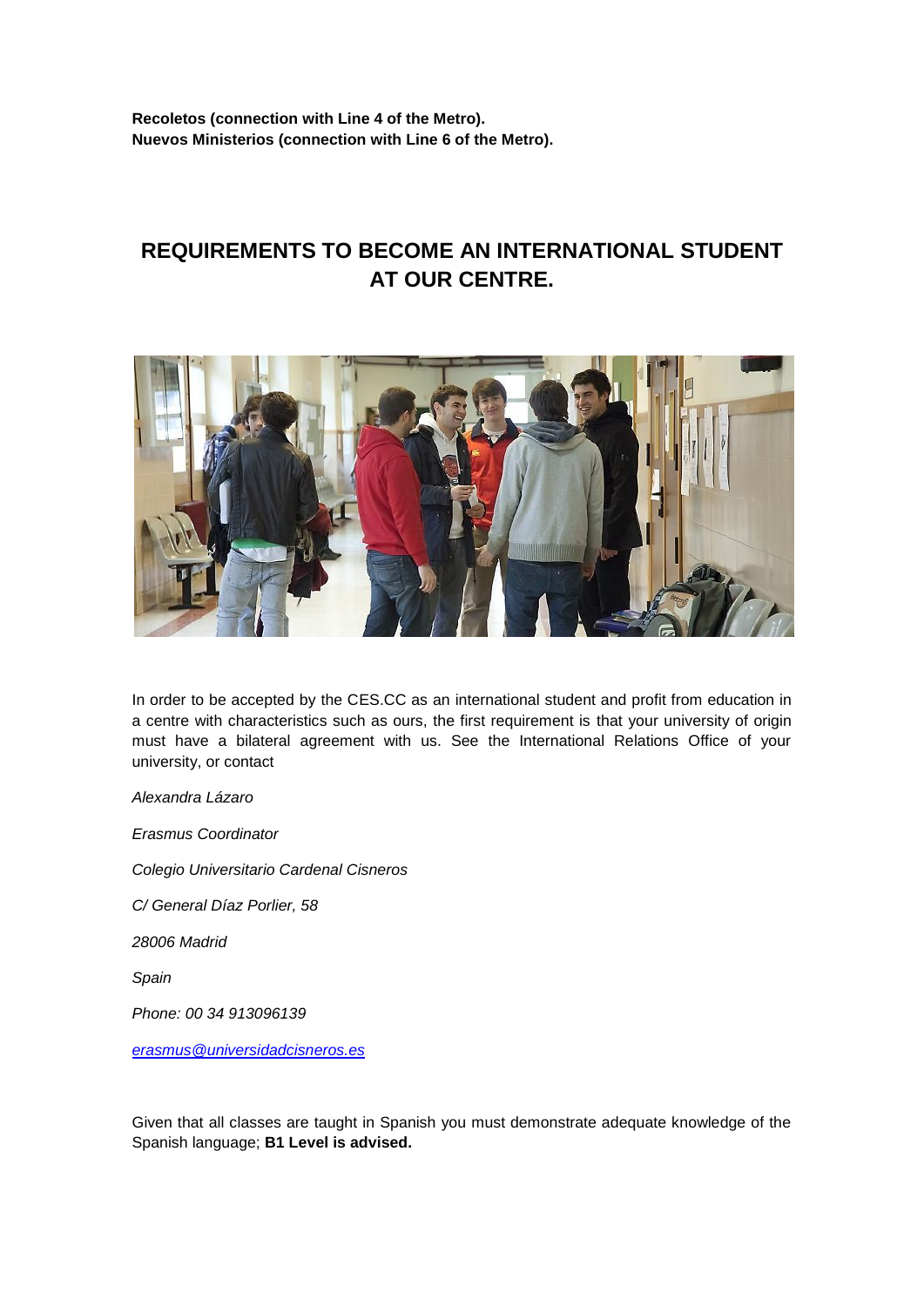**Recoletos (connection with Line 4 of the Metro).**
**Nuevos Ministerios (connection with Line 6 of the Metro).**

## REQUIREMENTS TO BECOME AN INTERNATIONAL STUDENT AT OUR CENTRE.

In order to be accepted by the CES.CC as an international student and profit from education in a centre with characteristics such as ours, the first requirement is that your university of origin must have a bilateral agreement with us. See the International Relations Office of your university, or contact

*Alexandra Lázaro*

*Erasmus Coordinator*

*Colegio Universitario Cardenal Cisneros*

*C/ General Díaz Porlier, 58*

*28006 Madrid*

*Spain*

*Phone: 00 34 913096139*

*erasmus@universidadcisneros.es*

Given that all classes are taught in Spanish you must demonstrate adequate knowledge of the Spanish language; **B1 Level is advised.**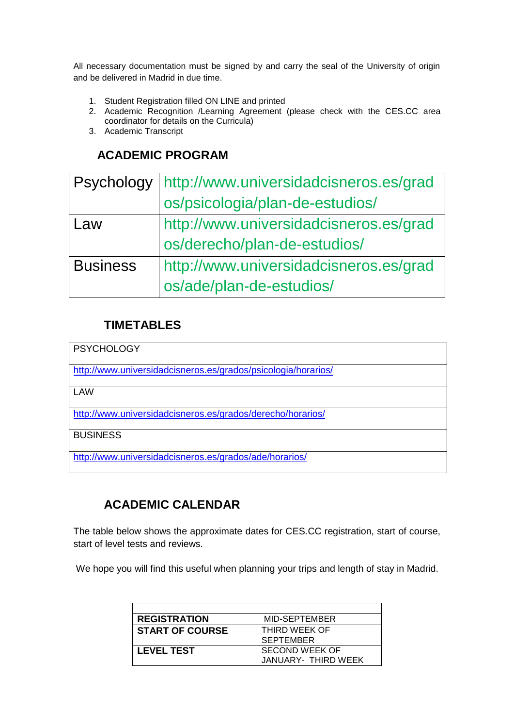All necessary documentation must be signed by and carry the seal of the University of origin and be delivered in Madrid in due time.

1. Student Registration filled ON LINE and printed
2. Academic Recognition /Learning Agreement (please check with the CES.CC area coordinator for details on the Curricula)
3. Academic Transcript

## ACADEMIC PROGRAM

| | |
|---|---|
| Psychology | http://www.universidadcisneros.es/grados/psicologia/plan-de-estudios/ |
| Law | http://www.universidadcisneros.es/grados/derecho/plan-de-estudios/ |
| Business | http://www.universidadcisneros.es/grados/ade/plan-de-estudios/ |

## TIMETABLES

| |
|---|
| PSYCHOLOGY |
| http://www.universidadcisneros.es/grados/psicologia/horarios/ |
| LAW |
| http://www.universidadcisneros.es/grados/derecho/horarios/ |
| BUSINESS |
| http://www.universidadcisneros.es/grados/ade/horarios/ |

## ACADEMIC CALENDAR

The table below shows the approximate dates for CES.CC registration, start of course, start of level tests and reviews.

We hope you will find this useful when planning your trips and length of stay in Madrid.

| | |
|---|---|
| **REGISTRATION** | MID-SEPTEMBER |
| **START OF COURSE** | THIRD WEEK OF SEPTEMBER |
| **LEVEL TEST** | SECOND WEEK OF JANUARY- THIRD WEEK |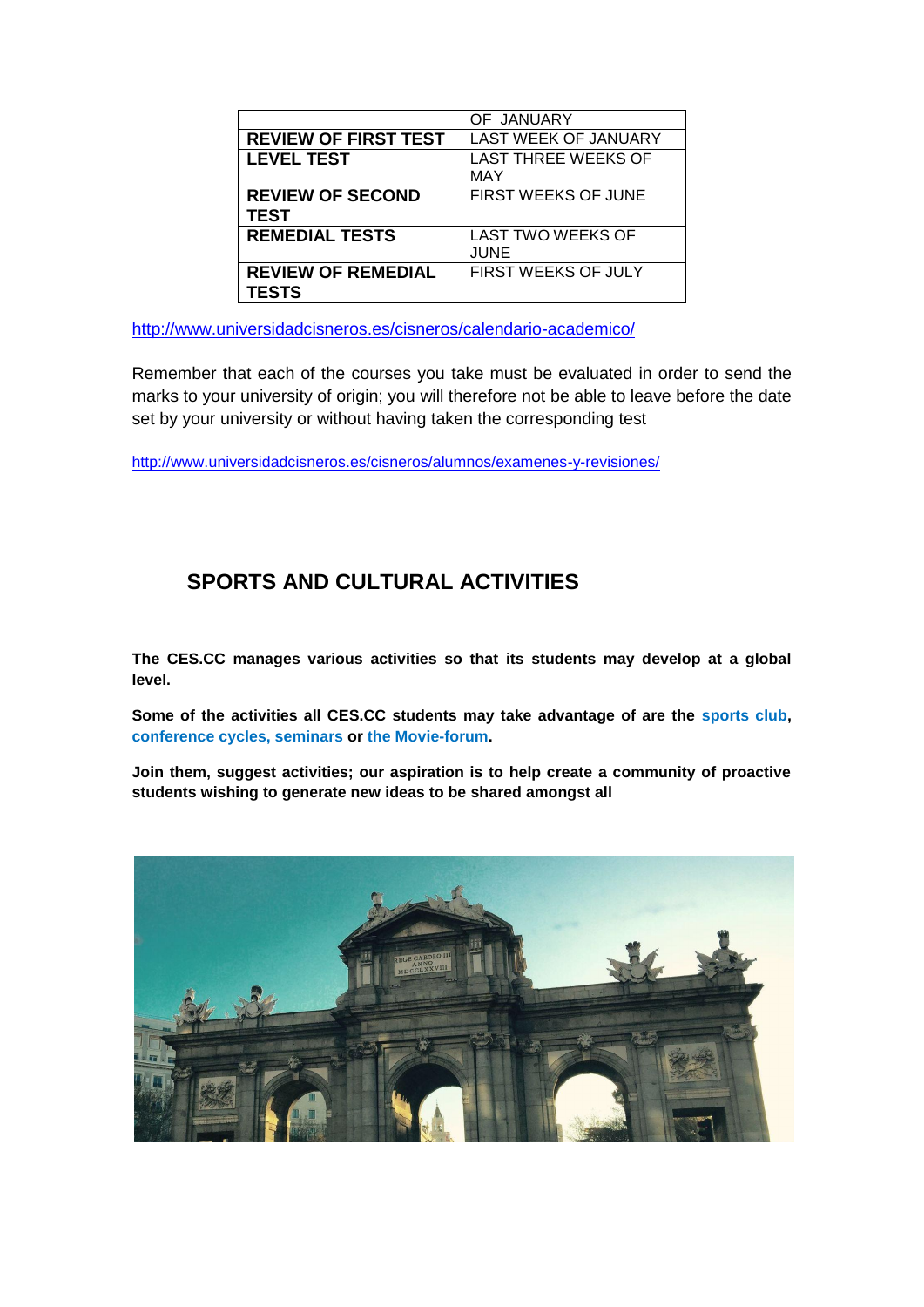| | OF JANUARY |
|---|---|
| **REVIEW OF FIRST TEST** | LAST WEEK OF JANUARY |
| **LEVEL TEST** | LAST THREE WEEKS OF MAY |
| **REVIEW OF SECOND TEST** | FIRST WEEKS OF JUNE |
| **REMEDIAL TESTS** | LAST TWO WEEKS OF JUNE |
| **REVIEW OF REMEDIAL TESTS** | FIRST WEEKS OF JULY |

http://www.universidadcisneros.es/cisneros/calendario-academico/

Remember that each of the courses you take must be evaluated in order to send the marks to your university of origin; you will therefore not be able to leave before the date set by your university or without having taken the corresponding test

http://www.universidadcisneros.es/cisneros/alumnos/examenes-y-revisiones/

## SPORTS AND CULTURAL ACTIVITIES

**The CES.CC manages various activities so that its students may develop at a global level.**

**Some of the activities all CES.CC students may take advantage of are the sports club, conference cycles, seminars or the Movie-forum.**

**Join them, suggest activities; our aspiration is to help create a community of proactive students wishing to generate new ideas to be shared amongst all**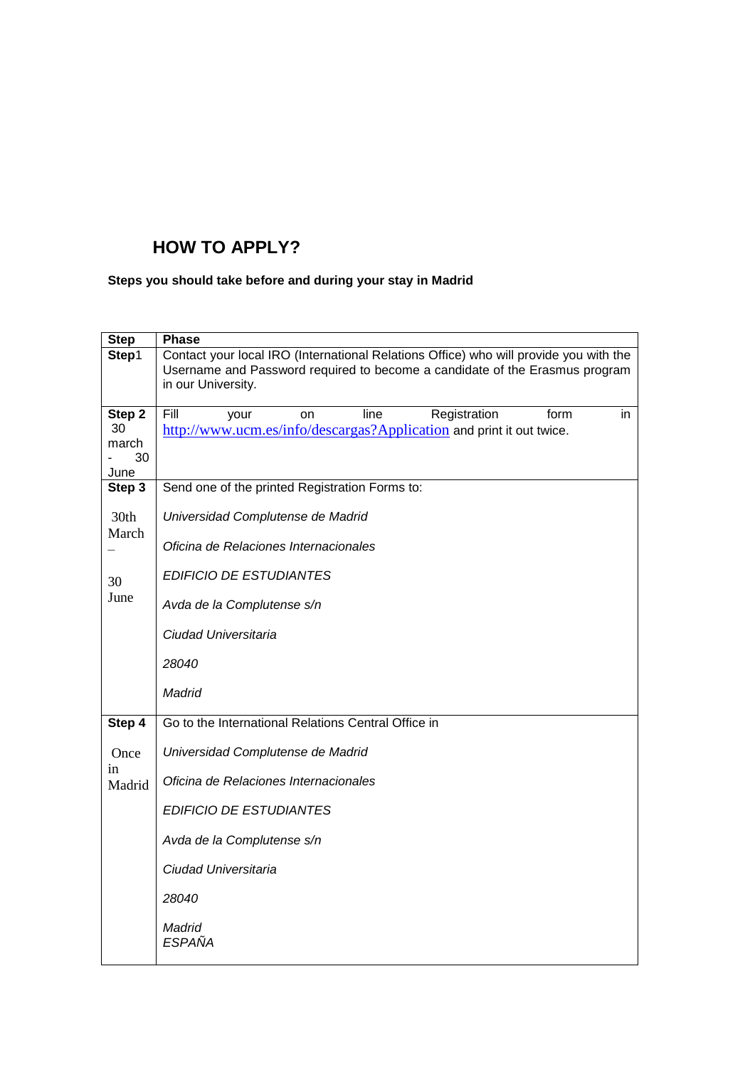## HOW TO APPLY?

**Steps you should take before and during your stay in Madrid**

| Step | Phase |
|---|---|
| **Step**1 | Contact your local IRO (International Relations Office) who will provide you with the Username and Password required to become a candidate of the Erasmus program in our University. |
| **Step 2** 30 march - 30 June | Fill your on line Registration form in http://www.ucm.es/info/descargas?Application and print it out twice. |
| **Step 3** 30th March – 30 June | Send one of the printed Registration Forms to: *Universidad Complutense de Madrid* *Oficina de Relaciones Internacionales* *EDIFICIO DE ESTUDIANTES* *Avda de la Complutense s/n* *Ciudad Universitaria* *28040* *Madrid* |
| **Step 4** Once in Madrid | Go to the International Relations Central Office in *Universidad Complutense de Madrid* *Oficina de Relaciones Internacionales* *EDIFICIO DE ESTUDIANTES* *Avda de la Complutense s/n* *Ciudad Universitaria* *28040* *Madrid* *ESPAÑA* |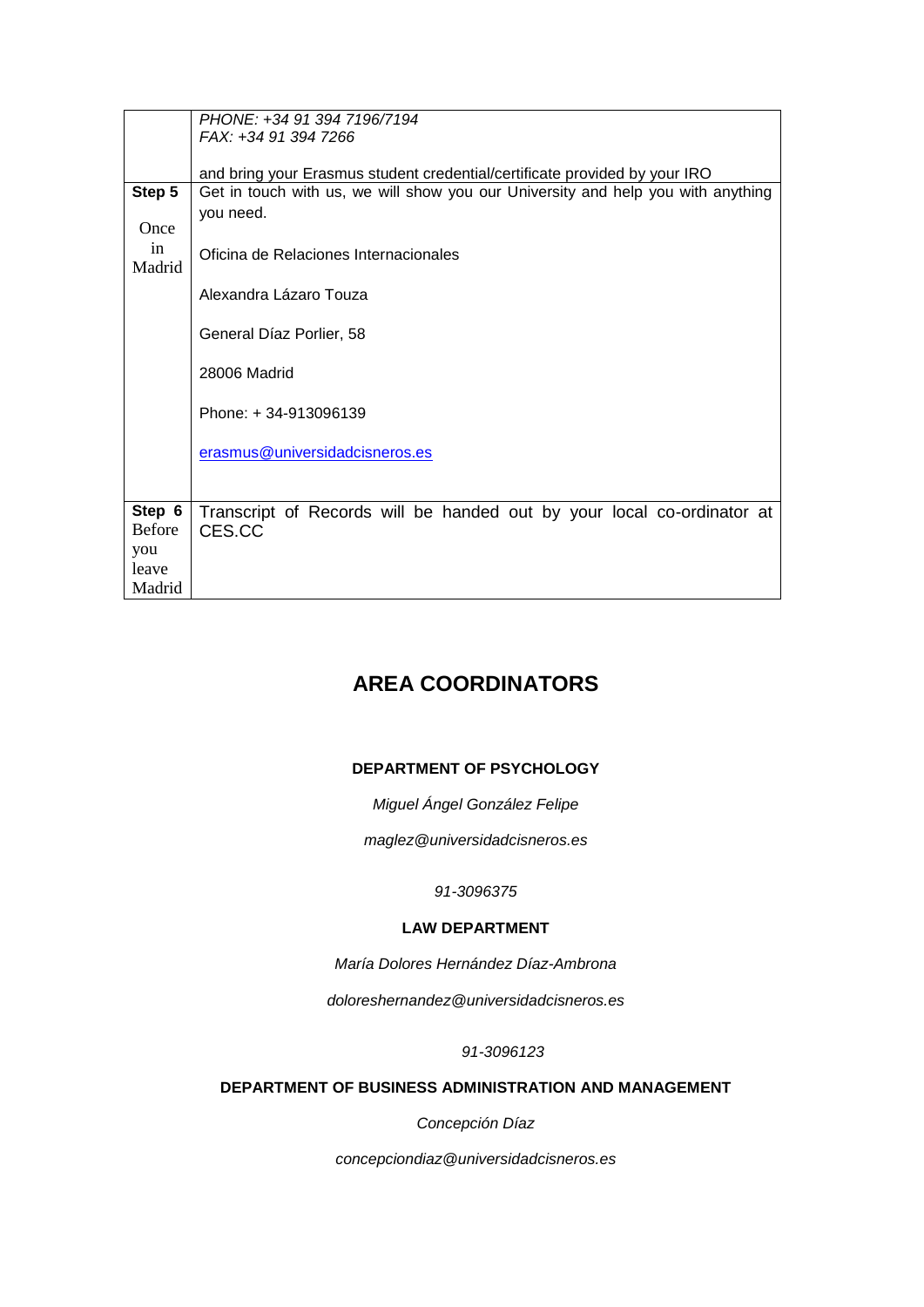| | |
|---|---|
| | *PHONE: +34 91 394 7196/7194*<br>*FAX: +34 91 394 7266*<br><br>and bring your Erasmus student credential/certificate provided by your IRO |
| **Step 5**<br>Once in Madrid | Get in touch with us, we will show you our University and help you with anything you need.<br><br>Oficina de Relaciones Internacionales<br><br>Alexandra Lázaro Touza<br><br>General Díaz Porlier, 58<br><br>28006 Madrid<br><br>Phone: + 34-913096139<br><br>erasmus@universidadcisneros.es |
| **Step 6**<br>Before you leave Madrid | Transcript of Records will be handed out by your local co-ordinator at CES.CC |

## AREA COORDINATORS

**DEPARTMENT OF PSYCHOLOGY**

*Miguel Ángel González Felipe*

*maglez@universidadcisneros.es*

*91-3096375*

**LAW DEPARTMENT**

*María Dolores Hernández Díaz-Ambrona*

*doloreshernandez@universidadcisneros.es*

*91-3096123*

**DEPARTMENT OF BUSINESS ADMINISTRATION AND MANAGEMENT**

*Concepción Díaz*

*concepciondiaz@universidadcisneros.es*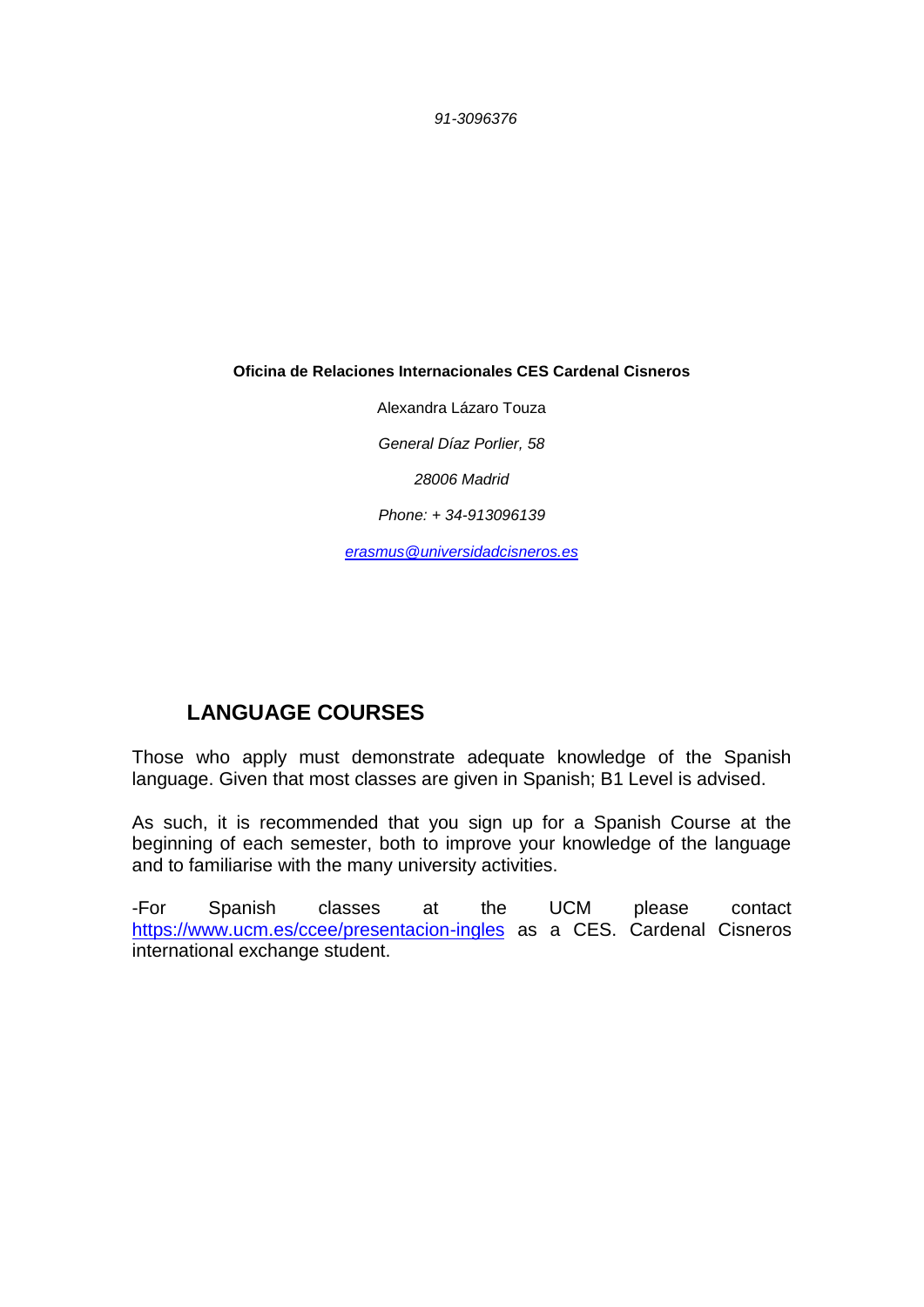*91-3096376*

**Oficina de Relaciones Internacionales CES Cardenal Cisneros**

Alexandra Lázaro Touza

*General Díaz Porlier, 58*

*28006 Madrid*

*Phone: + 34-913096139*

*erasmus@universidadcisneros.es*

## LANGUAGE COURSES

Those who apply must demonstrate adequate knowledge of the Spanish language. Given that most classes are given in Spanish; B1 Level is advised.

As such, it is recommended that you sign up for a Spanish Course at the beginning of each semester, both to improve your knowledge of the language and to familiarise with the many university activities.

-For Spanish classes at the UCM please contact https://www.ucm.es/ccee/presentacion-ingles as a CES. Cardenal Cisneros international exchange student.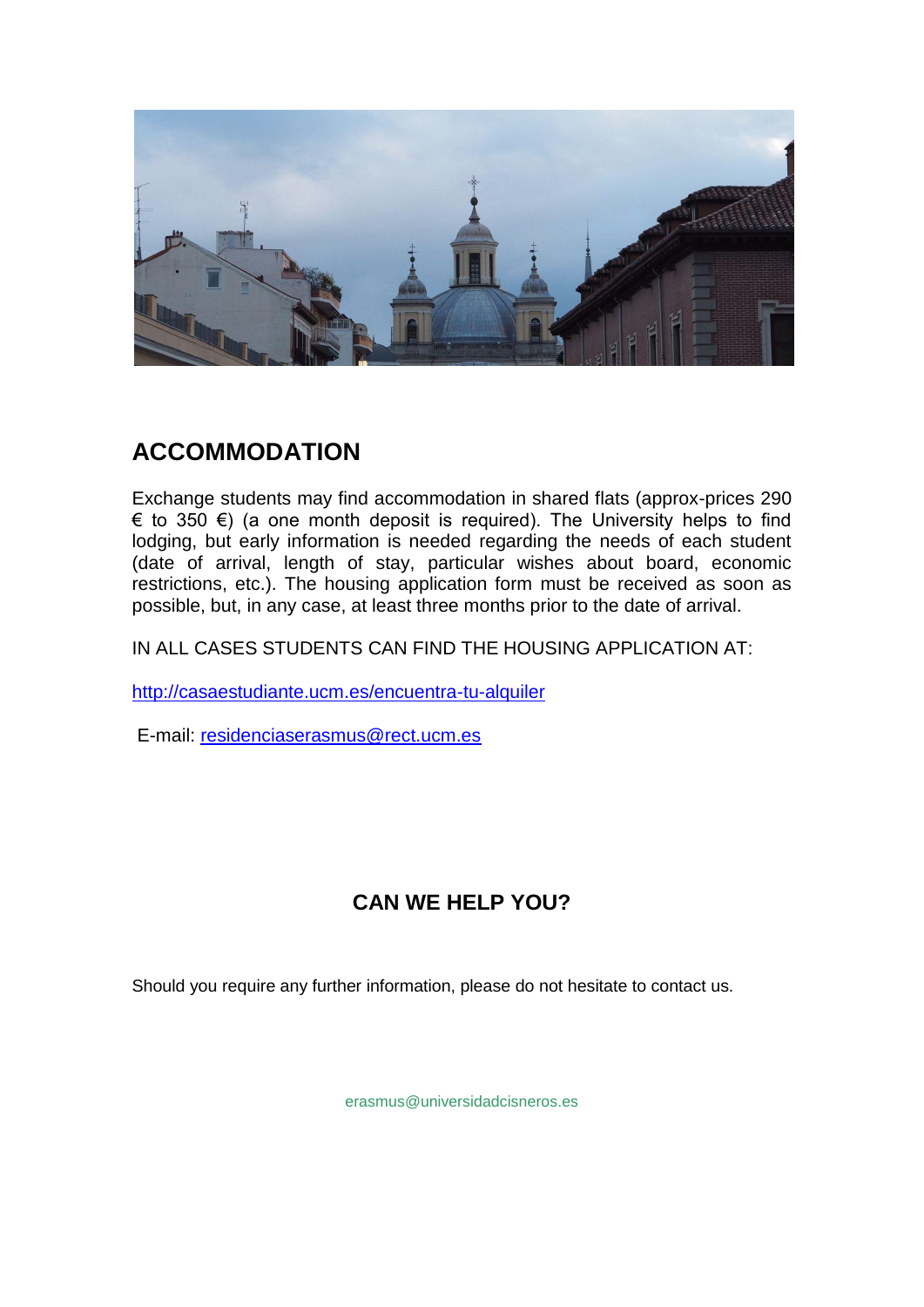## ACCOMMODATION

Exchange students may find accommodation in shared flats (approx-prices 290 € to 350 €) (a one month deposit is required). The University helps to find lodging, but early information is needed regarding the needs of each student (date of arrival, length of stay, particular wishes about board, economic restrictions, etc.). The housing application form must be received as soon as possible, but, in any case, at least three months prior to the date of arrival.

IN ALL CASES STUDENTS CAN FIND THE HOUSING APPLICATION AT:

http://casaestudiante.ucm.es/encuentra-tu-alquiler

E-mail: residenciaserasmus@rect.ucm.es

### CAN WE HELP YOU?

Should you require any further information, please do not hesitate to contact us.

erasmus@universidadcisneros.es